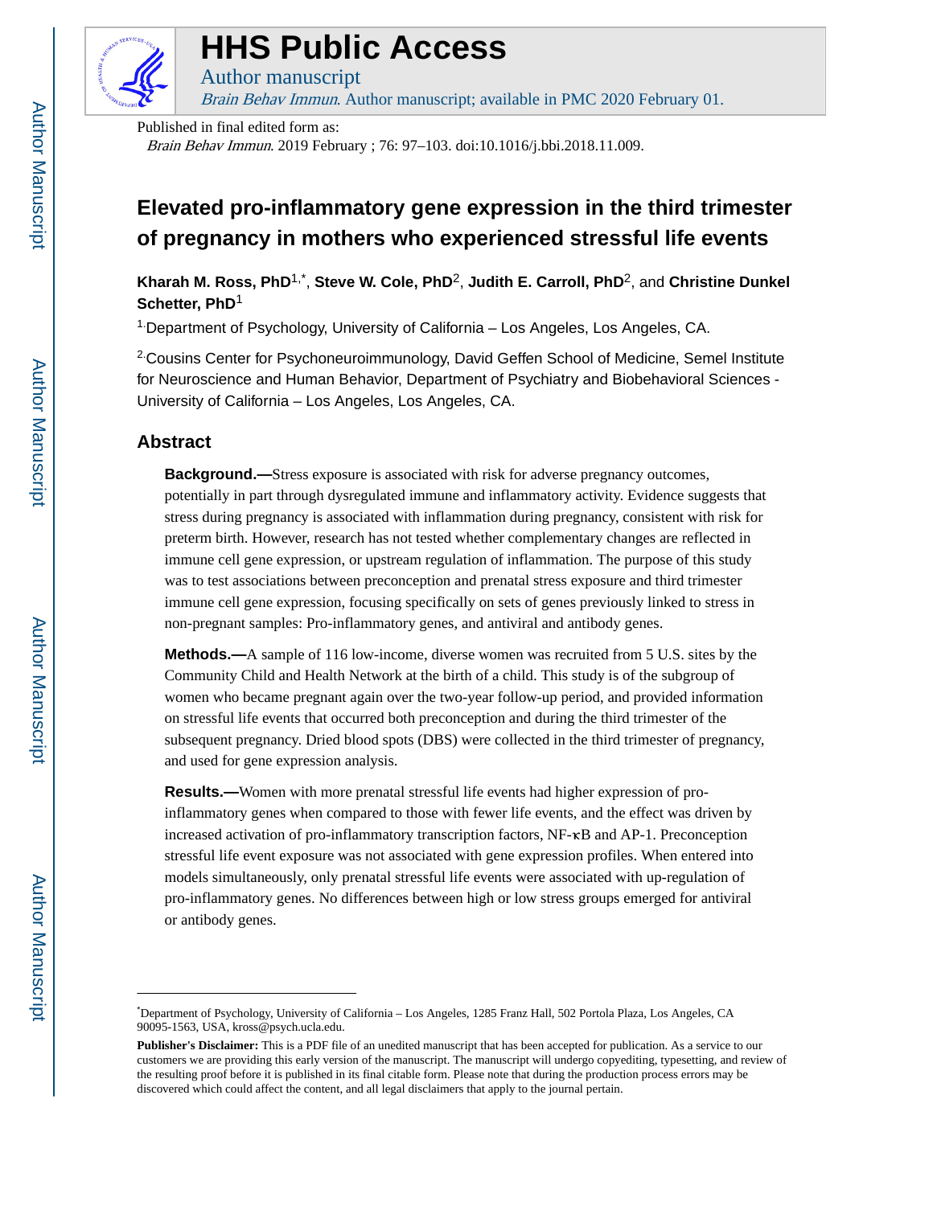HHS Public Access

Author manuscript

*Brain Behav Immun*. Author manuscript; available in PMC 2020 February 01.

Published in final edited form as:

*Brain Behav Immun*. 2019 February ; 76: 97–103. doi:10.1016/j.bbi.2018.11.009.

# Elevated pro-inflammatory gene expression in the third trimester of pregnancy in mothers who experienced stressful life events

**Kharah M. Ross, PhD**[1,*], **Steve W. Cole, PhD**[2], **Judith E. Carroll, PhD**[2], and **Christine Dunkel Schetter, PhD**[1]

[1]Department of Psychology, University of California – Los Angeles, Los Angeles, CA.

[2]Cousins Center for Psychoneuroimmunology, David Geffen School of Medicine, Semel Institute for Neuroscience and Human Behavior, Department of Psychiatry and Biobehavioral Sciences - University of California – Los Angeles, Los Angeles, CA.

## Abstract

**Background.—**Stress exposure is associated with risk for adverse pregnancy outcomes, potentially in part through dysregulated immune and inflammatory activity. Evidence suggests that stress during pregnancy is associated with inflammation during pregnancy, consistent with risk for preterm birth. However, research has not tested whether complementary changes are reflected in immune cell gene expression, or upstream regulation of inflammation. The purpose of this study was to test associations between preconception and prenatal stress exposure and third trimester immune cell gene expression, focusing specifically on sets of genes previously linked to stress in non-pregnant samples: Pro-inflammatory genes, and antiviral and antibody genes.

**Methods.—**A sample of 116 low-income, diverse women was recruited from 5 U.S. sites by the Community Child and Health Network at the birth of a child. This study is of the subgroup of women who became pregnant again over the two-year follow-up period, and provided information on stressful life events that occurred both preconception and during the third trimester of the subsequent pregnancy. Dried blood spots (DBS) were collected in the third trimester of pregnancy, and used for gene expression analysis.

**Results.—**Women with more prenatal stressful life events had higher expression of pro-inflammatory genes when compared to those with fewer life events, and the effect was driven by increased activation of pro-inflammatory transcription factors, NF-κB and AP-1. Preconception stressful life event exposure was not associated with gene expression profiles. When entered into models simultaneously, only prenatal stressful life events were associated with up-regulation of pro-inflammatory genes. No differences between high or low stress groups emerged for antiviral or antibody genes.

---

*Department of Psychology, University of California – Los Angeles, 1285 Franz Hall, 502 Portola Plaza, Los Angeles, CA 90095-1563, USA, kross@psych.ucla.edu.

**Publisher's Disclaimer:** This is a PDF file of an unedited manuscript that has been accepted for publication. As a service to our customers we are providing this early version of the manuscript. The manuscript will undergo copyediting, typesetting, and review of the resulting proof before it is published in its final citable form. Please note that during the production process errors may be discovered which could affect the content, and all legal disclaimers that apply to the journal pertain.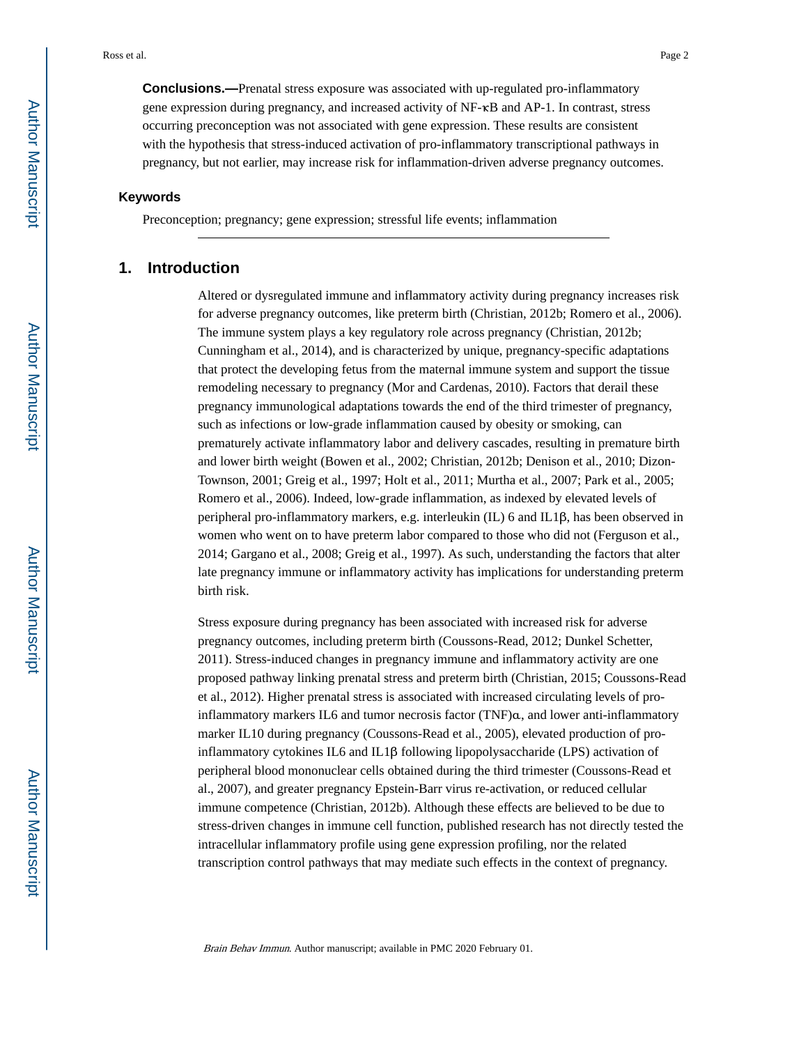**Conclusions.—**Prenatal stress exposure was associated with up-regulated pro-inflammatory gene expression during pregnancy, and increased activity of NF-κB and AP-1. In contrast, stress occurring preconception was not associated with gene expression. These results are consistent with the hypothesis that stress-induced activation of pro-inflammatory transcriptional pathways in pregnancy, but not earlier, may increase risk for inflammation-driven adverse pregnancy outcomes.

### Keywords

Preconception; pregnancy; gene expression; stressful life events; inflammation

## 1. Introduction

Altered or dysregulated immune and inflammatory activity during pregnancy increases risk for adverse pregnancy outcomes, like preterm birth (Christian, 2012b; Romero et al., 2006). The immune system plays a key regulatory role across pregnancy (Christian, 2012b; Cunningham et al., 2014), and is characterized by unique, pregnancy-specific adaptations that protect the developing fetus from the maternal immune system and support the tissue remodeling necessary to pregnancy (Mor and Cardenas, 2010). Factors that derail these pregnancy immunological adaptations towards the end of the third trimester of pregnancy, such as infections or low-grade inflammation caused by obesity or smoking, can prematurely activate inflammatory labor and delivery cascades, resulting in premature birth and lower birth weight (Bowen et al., 2002; Christian, 2012b; Denison et al., 2010; Dizon-Townson, 2001; Greig et al., 1997; Holt et al., 2011; Murtha et al., 2007; Park et al., 2005; Romero et al., 2006). Indeed, low-grade inflammation, as indexed by elevated levels of peripheral pro-inflammatory markers, e.g. interleukin (IL) 6 and IL1β, has been observed in women who went on to have preterm labor compared to those who did not (Ferguson et al., 2014; Gargano et al., 2008; Greig et al., 1997). As such, understanding the factors that alter late pregnancy immune or inflammatory activity has implications for understanding preterm birth risk.

Stress exposure during pregnancy has been associated with increased risk for adverse pregnancy outcomes, including preterm birth (Coussons-Read, 2012; Dunkel Schetter, 2011). Stress-induced changes in pregnancy immune and inflammatory activity are one proposed pathway linking prenatal stress and preterm birth (Christian, 2015; Coussons-Read et al., 2012). Higher prenatal stress is associated with increased circulating levels of pro-inflammatory markers IL6 and tumor necrosis factor (TNF)α, and lower anti-inflammatory marker IL10 during pregnancy (Coussons-Read et al., 2005), elevated production of pro-inflammatory cytokines IL6 and IL1β following lipopolysaccharide (LPS) activation of peripheral blood mononuclear cells obtained during the third trimester (Coussons-Read et al., 2007), and greater pregnancy Epstein-Barr virus re-activation, or reduced cellular immune competence (Christian, 2012b). Although these effects are believed to be due to stress-driven changes in immune cell function, published research has not directly tested the intracellular inflammatory profile using gene expression profiling, nor the related transcription control pathways that may mediate such effects in the context of pregnancy.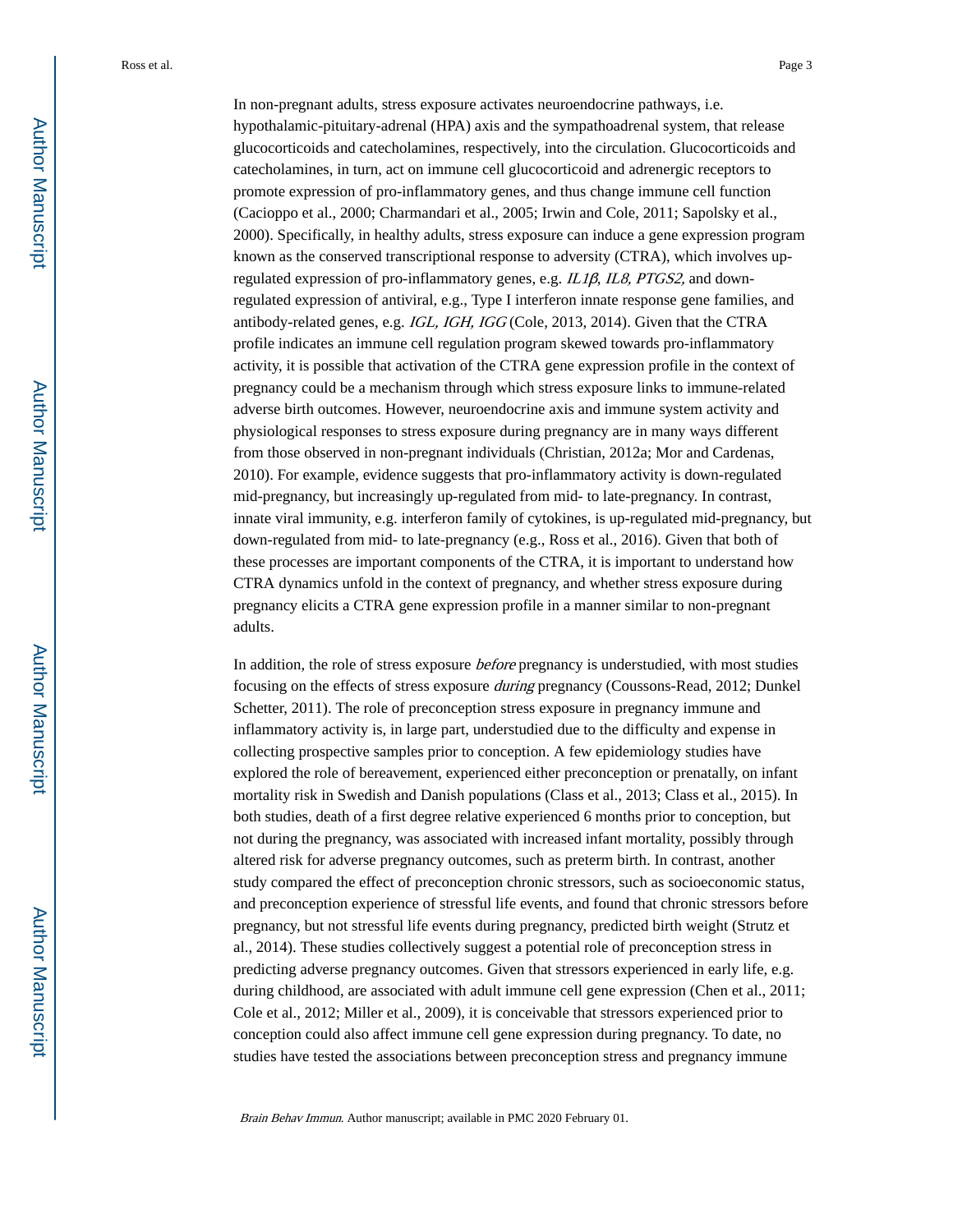In non-pregnant adults, stress exposure activates neuroendocrine pathways, i.e. hypothalamic-pituitary-adrenal (HPA) axis and the sympathoadrenal system, that release glucocorticoids and catecholamines, respectively, into the circulation. Glucocorticoids and catecholamines, in turn, act on immune cell glucocorticoid and adrenergic receptors to promote expression of pro-inflammatory genes, and thus change immune cell function (Cacioppo et al., 2000; Charmandari et al., 2005; Irwin and Cole, 2011; Sapolsky et al., 2000). Specifically, in healthy adults, stress exposure can induce a gene expression program known as the conserved transcriptional response to adversity (CTRA), which involves up-regulated expression of pro-inflammatory genes, e.g. *IL1β*, *IL8*, *PTGS2*, and down-regulated expression of antiviral, e.g., Type I interferon innate response gene families, and antibody-related genes, e.g. *IGL*, *IGH*, *IGG* (Cole, 2013, 2014). Given that the CTRA profile indicates an immune cell regulation program skewed towards pro-inflammatory activity, it is possible that activation of the CTRA gene expression profile in the context of pregnancy could be a mechanism through which stress exposure links to immune-related adverse birth outcomes. However, neuroendocrine axis and immune system activity and physiological responses to stress exposure during pregnancy are in many ways different from those observed in non-pregnant individuals (Christian, 2012a; Mor and Cardenas, 2010). For example, evidence suggests that pro-inflammatory activity is down-regulated mid-pregnancy, but increasingly up-regulated from mid- to late-pregnancy. In contrast, innate viral immunity, e.g. interferon family of cytokines, is up-regulated mid-pregnancy, but down-regulated from mid- to late-pregnancy (e.g., Ross et al., 2016). Given that both of these processes are important components of the CTRA, it is important to understand how CTRA dynamics unfold in the context of pregnancy, and whether stress exposure during pregnancy elicits a CTRA gene expression profile in a manner similar to non-pregnant adults.

In addition, the role of stress exposure *before* pregnancy is understudied, with most studies focusing on the effects of stress exposure *during* pregnancy (Coussons-Read, 2012; Dunkel Schetter, 2011). The role of preconception stress exposure in pregnancy immune and inflammatory activity is, in large part, understudied due to the difficulty and expense in collecting prospective samples prior to conception. A few epidemiology studies have explored the role of bereavement, experienced either preconception or prenatally, on infant mortality risk in Swedish and Danish populations (Class et al., 2013; Class et al., 2015). In both studies, death of a first degree relative experienced 6 months prior to conception, but not during the pregnancy, was associated with increased infant mortality, possibly through altered risk for adverse pregnancy outcomes, such as preterm birth. In contrast, another study compared the effect of preconception chronic stressors, such as socioeconomic status, and preconception experience of stressful life events, and found that chronic stressors before pregnancy, but not stressful life events during pregnancy, predicted birth weight (Strutz et al., 2014). These studies collectively suggest a potential role of preconception stress in predicting adverse pregnancy outcomes. Given that stressors experienced in early life, e.g. during childhood, are associated with adult immune cell gene expression (Chen et al., 2011; Cole et al., 2012; Miller et al., 2009), it is conceivable that stressors experienced prior to conception could also affect immune cell gene expression during pregnancy. To date, no studies have tested the associations between preconception stress and pregnancy immune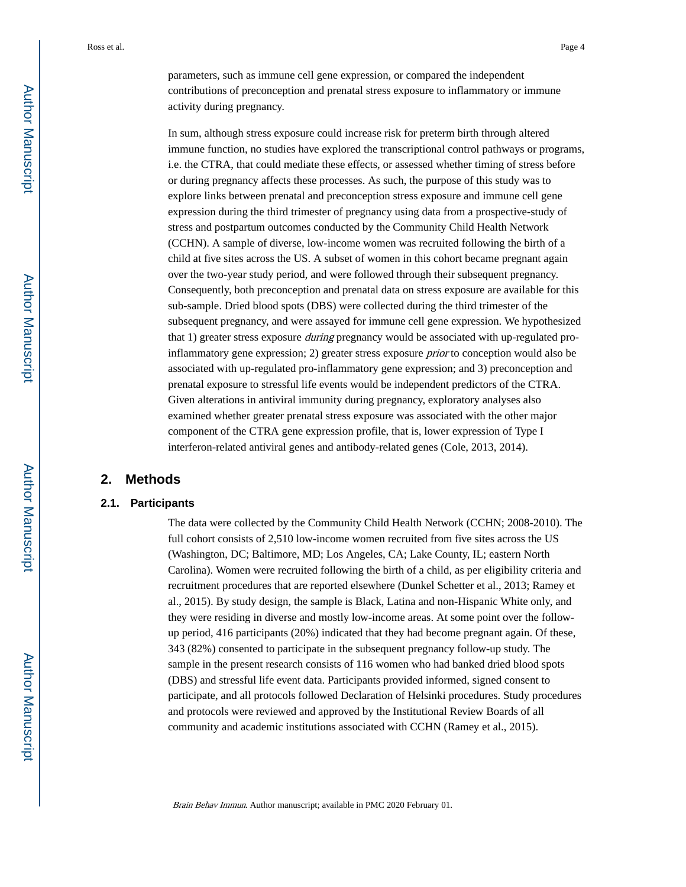parameters, such as immune cell gene expression, or compared the independent contributions of preconception and prenatal stress exposure to inflammatory or immune activity during pregnancy.

In sum, although stress exposure could increase risk for preterm birth through altered immune function, no studies have explored the transcriptional control pathways or programs, i.e. the CTRA, that could mediate these effects, or assessed whether timing of stress before or during pregnancy affects these processes. As such, the purpose of this study was to explore links between prenatal and preconception stress exposure and immune cell gene expression during the third trimester of pregnancy using data from a prospective-study of stress and postpartum outcomes conducted by the Community Child Health Network (CCHN). A sample of diverse, low-income women was recruited following the birth of a child at five sites across the US. A subset of women in this cohort became pregnant again over the two-year study period, and were followed through their subsequent pregnancy. Consequently, both preconception and prenatal data on stress exposure are available for this sub-sample. Dried blood spots (DBS) were collected during the third trimester of the subsequent pregnancy, and were assayed for immune cell gene expression. We hypothesized that 1) greater stress exposure *during* pregnancy would be associated with up-regulated pro-inflammatory gene expression; 2) greater stress exposure *prior* to conception would also be associated with up-regulated pro-inflammatory gene expression; and 3) preconception and prenatal exposure to stressful life events would be independent predictors of the CTRA. Given alterations in antiviral immunity during pregnancy, exploratory analyses also examined whether greater prenatal stress exposure was associated with the other major component of the CTRA gene expression profile, that is, lower expression of Type I interferon-related antiviral genes and antibody-related genes (Cole, 2013, 2014).

## 2. Methods

### 2.1. Participants

The data were collected by the Community Child Health Network (CCHN; 2008-2010). The full cohort consists of 2,510 low-income women recruited from five sites across the US (Washington, DC; Baltimore, MD; Los Angeles, CA; Lake County, IL; eastern North Carolina). Women were recruited following the birth of a child, as per eligibility criteria and recruitment procedures that are reported elsewhere (Dunkel Schetter et al., 2013; Ramey et al., 2015). By study design, the sample is Black, Latina and non-Hispanic White only, and they were residing in diverse and mostly low-income areas. At some point over the follow-up period, 416 participants (20%) indicated that they had become pregnant again. Of these, 343 (82%) consented to participate in the subsequent pregnancy follow-up study. The sample in the present research consists of 116 women who had banked dried blood spots (DBS) and stressful life event data. Participants provided informed, signed consent to participate, and all protocols followed Declaration of Helsinki procedures. Study procedures and protocols were reviewed and approved by the Institutional Review Boards of all community and academic institutions associated with CCHN (Ramey et al., 2015).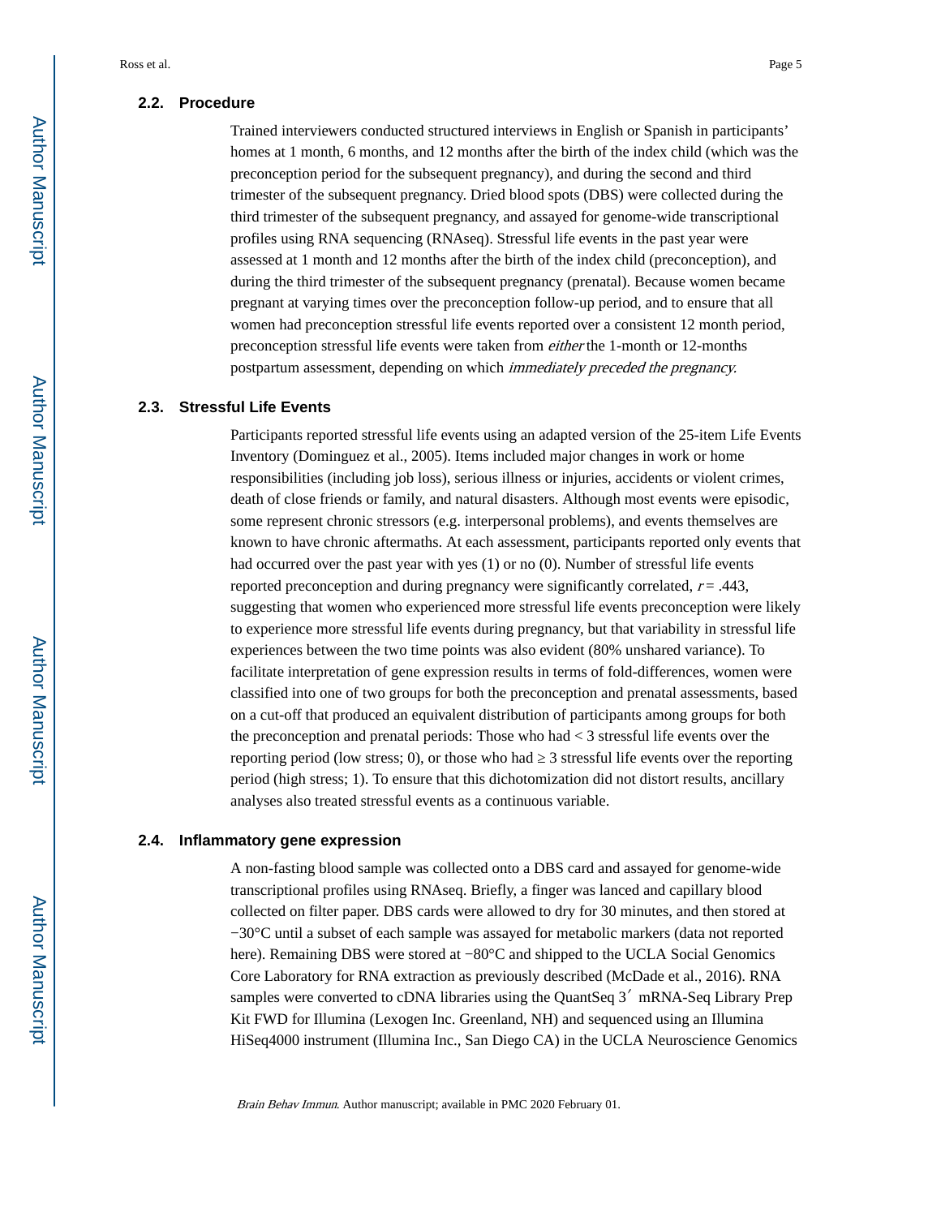### 2.2. Procedure

Trained interviewers conducted structured interviews in English or Spanish in participants' homes at 1 month, 6 months, and 12 months after the birth of the index child (which was the preconception period for the subsequent pregnancy), and during the second and third trimester of the subsequent pregnancy. Dried blood spots (DBS) were collected during the third trimester of the subsequent pregnancy, and assayed for genome-wide transcriptional profiles using RNA sequencing (RNAseq). Stressful life events in the past year were assessed at 1 month and 12 months after the birth of the index child (preconception), and during the third trimester of the subsequent pregnancy (prenatal). Because women became pregnant at varying times over the preconception follow-up period, and to ensure that all women had preconception stressful life events reported over a consistent 12 month period, preconception stressful life events were taken from *either* the 1-month or 12-months postpartum assessment, depending on which *immediately preceded the pregnancy.*

### 2.3. Stressful Life Events

Participants reported stressful life events using an adapted version of the 25-item Life Events Inventory (Dominguez et al., 2005). Items included major changes in work or home responsibilities (including job loss), serious illness or injuries, accidents or violent crimes, death of close friends or family, and natural disasters. Although most events were episodic, some represent chronic stressors (e.g. interpersonal problems), and events themselves are known to have chronic aftermaths. At each assessment, participants reported only events that had occurred over the past year with yes (1) or no (0). Number of stressful life events reported preconception and during pregnancy were significantly correlated, $r = .443$, suggesting that women who experienced more stressful life events preconception were likely to experience more stressful life events during pregnancy, but that variability in stressful life experiences between the two time points was also evident (80% unshared variance). To facilitate interpretation of gene expression results in terms of fold-differences, women were classified into one of two groups for both the preconception and prenatal assessments, based on a cut-off that produced an equivalent distribution of participants among groups for both the preconception and prenatal periods: Those who had < 3 stressful life events over the reporting period (low stress; 0), or those who had ≥ 3 stressful life events over the reporting period (high stress; 1). To ensure that this dichotomization did not distort results, ancillary analyses also treated stressful events as a continuous variable.

### 2.4. Inflammatory gene expression

A non-fasting blood sample was collected onto a DBS card and assayed for genome-wide transcriptional profiles using RNAseq. Briefly, a finger was lanced and capillary blood collected on filter paper. DBS cards were allowed to dry for 30 minutes, and then stored at −30°C until a subset of each sample was assayed for metabolic markers (data not reported here). Remaining DBS were stored at −80°C and shipped to the UCLA Social Genomics Core Laboratory for RNA extraction as previously described (McDade et al., 2016). RNA samples were converted to cDNA libraries using the QuantSeq 3′ mRNA-Seq Library Prep Kit FWD for Illumina (Lexogen Inc. Greenland, NH) and sequenced using an Illumina HiSeq4000 instrument (Illumina Inc., San Diego CA) in the UCLA Neuroscience Genomics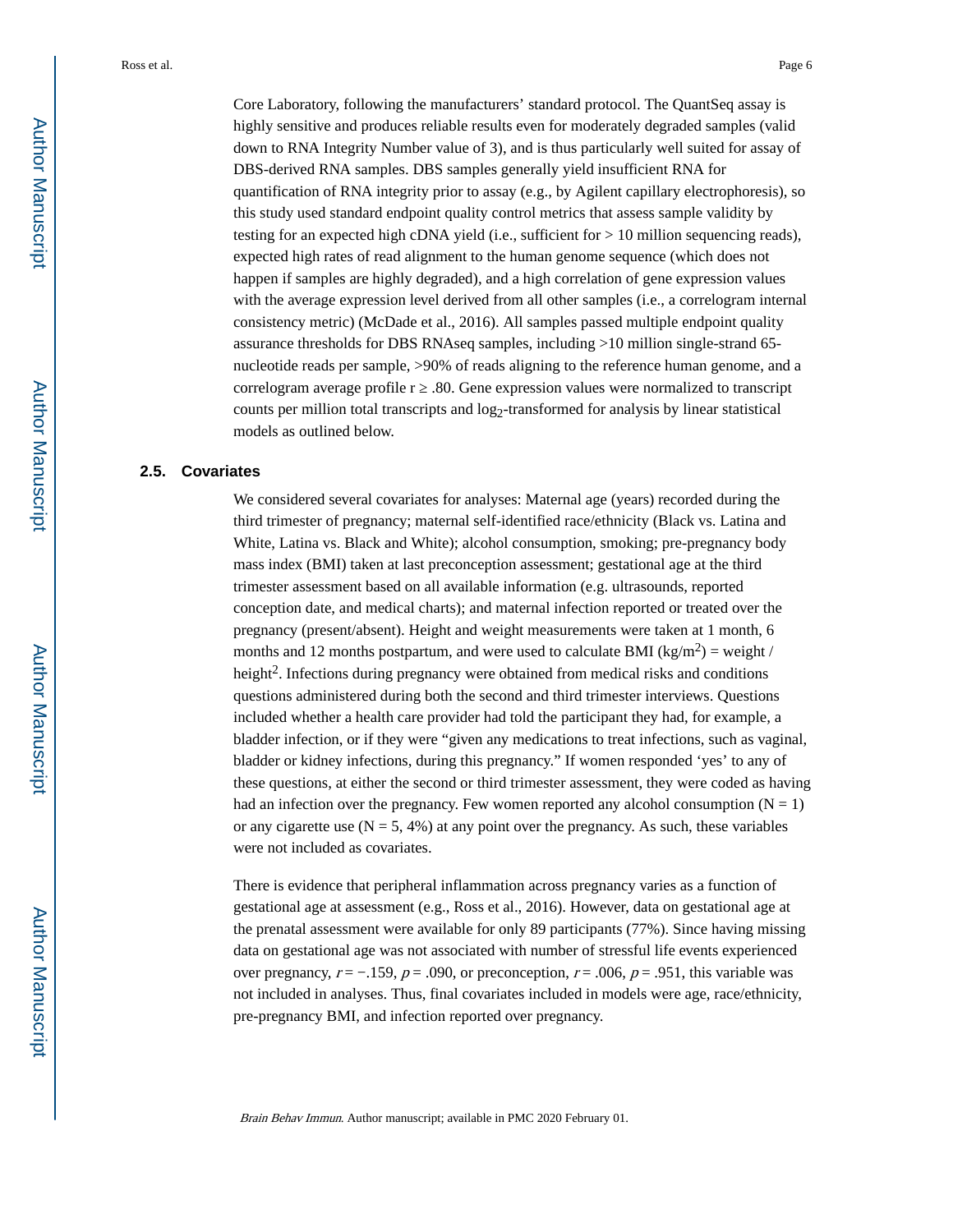Core Laboratory, following the manufacturers' standard protocol. The QuantSeq assay is highly sensitive and produces reliable results even for moderately degraded samples (valid down to RNA Integrity Number value of 3), and is thus particularly well suited for assay of DBS-derived RNA samples. DBS samples generally yield insufficient RNA for quantification of RNA integrity prior to assay (e.g., by Agilent capillary electrophoresis), so this study used standard endpoint quality control metrics that assess sample validity by testing for an expected high cDNA yield (i.e., sufficient for > 10 million sequencing reads), expected high rates of read alignment to the human genome sequence (which does not happen if samples are highly degraded), and a high correlation of gene expression values with the average expression level derived from all other samples (i.e., a correlogram internal consistency metric) (McDade et al., 2016). All samples passed multiple endpoint quality assurance thresholds for DBS RNAseq samples, including >10 million single-strand 65-nucleotide reads per sample, >90% of reads aligning to the reference human genome, and a correlogram average profile $r \geq .80$. Gene expression values were normalized to transcript counts per million total transcripts and $\log_2$-transformed for analysis by linear statistical models as outlined below.

### 2.5. Covariates

We considered several covariates for analyses: Maternal age (years) recorded during the third trimester of pregnancy; maternal self-identified race/ethnicity (Black vs. Latina and White, Latina vs. Black and White); alcohol consumption, smoking; pre-pregnancy body mass index (BMI) taken at last preconception assessment; gestational age at the third trimester assessment based on all available information (e.g. ultrasounds, reported conception date, and medical charts); and maternal infection reported or treated over the pregnancy (present/absent). Height and weight measurements were taken at 1 month, 6 months and 12 months postpartum, and were used to calculate BMI ($kg/m^2$) = weight / height$^2$. Infections during pregnancy were obtained from medical risks and conditions questions administered during both the second and third trimester interviews. Questions included whether a health care provider had told the participant they had, for example, a bladder infection, or if they were "given any medications to treat infections, such as vaginal, bladder or kidney infections, during this pregnancy." If women responded 'yes' to any of these questions, at either the second or third trimester assessment, they were coded as having had an infection over the pregnancy. Few women reported any alcohol consumption (N = 1) or any cigarette use (N = 5, 4%) at any point over the pregnancy. As such, these variables were not included as covariates.

There is evidence that peripheral inflammation across pregnancy varies as a function of gestational age at assessment (e.g., Ross et al., 2016). However, data on gestational age at the prenatal assessment were available for only 89 participants (77%). Since having missing data on gestational age was not associated with number of stressful life events experienced over pregnancy, $r = -.159$, $p = .090$, or preconception, $r = .006$, $p = .951$, this variable was not included in analyses. Thus, final covariates included in models were age, race/ethnicity, pre-pregnancy BMI, and infection reported over pregnancy.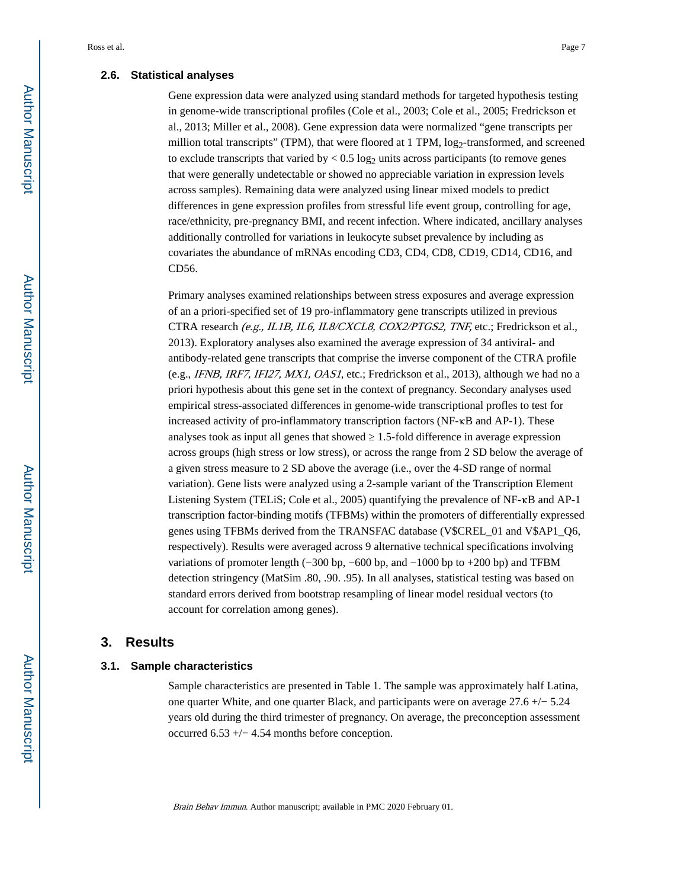### 2.6. Statistical analyses

Gene expression data were analyzed using standard methods for targeted hypothesis testing in genome-wide transcriptional profiles (Cole et al., 2003; Cole et al., 2005; Fredrickson et al., 2013; Miller et al., 2008). Gene expression data were normalized "gene transcripts per million total transcripts" (TPM), that were floored at 1 TPM, $log_2$-transformed, and screened to exclude transcripts that varied by < 0.5 $log_2$ units across participants (to remove genes that were generally undetectable or showed no appreciable variation in expression levels across samples). Remaining data were analyzed using linear mixed models to predict differences in gene expression profiles from stressful life event group, controlling for age, race/ethnicity, pre-pregnancy BMI, and recent infection. Where indicated, ancillary analyses additionally controlled for variations in leukocyte subset prevalence by including as covariates the abundance of mRNAs encoding CD3, CD4, CD8, CD19, CD14, CD16, and CD56.

Primary analyses examined relationships between stress exposures and average expression of an a priori-specified set of 19 pro-inflammatory gene transcripts utilized in previous CTRA research *(e.g., IL1B, IL6, IL8/CXCL8, COX2/PTGS2, TNF,* etc.; Fredrickson et al., 2013). Exploratory analyses also examined the average expression of 34 antiviral- and antibody-related gene transcripts that comprise the inverse component of the CTRA profile (e.g., *IFNB, IRF7, IFI27, MX1, OAS1*, etc.; Fredrickson et al., 2013), although we had no a priori hypothesis about this gene set in the context of pregnancy. Secondary analyses used empirical stress-associated differences in genome-wide transcriptional profles to test for increased activity of pro-inflammatory transcription factors (NF-κB and AP-1). These analyses took as input all genes that showed ≥ 1.5-fold difference in average expression across groups (high stress or low stress), or across the range from 2 SD below the average of a given stress measure to 2 SD above the average (i.e., over the 4-SD range of normal variation). Gene lists were analyzed using a 2-sample variant of the Transcription Element Listening System (TELiS; Cole et al., 2005) quantifying the prevalence of NF-κB and AP-1 transcription factor-binding motifs (TFBMs) within the promoters of differentially expressed genes using TFBMs derived from the TRANSFAC database (V$CREL_01 and V$AP1_Q6, respectively). Results were averaged across 9 alternative technical specifications involving variations of promoter length (−300 bp, −600 bp, and −1000 bp to +200 bp) and TFBM detection stringency (MatSim .80, .90. .95). In all analyses, statistical testing was based on standard errors derived from bootstrap resampling of linear model residual vectors (to account for correlation among genes).

## 3. Results

### 3.1. Sample characteristics

Sample characteristics are presented in Table 1. The sample was approximately half Latina, one quarter White, and one quarter Black, and participants were on average 27.6 +/− 5.24 years old during the third trimester of pregnancy. On average, the preconception assessment occurred 6.53 +/− 4.54 months before conception.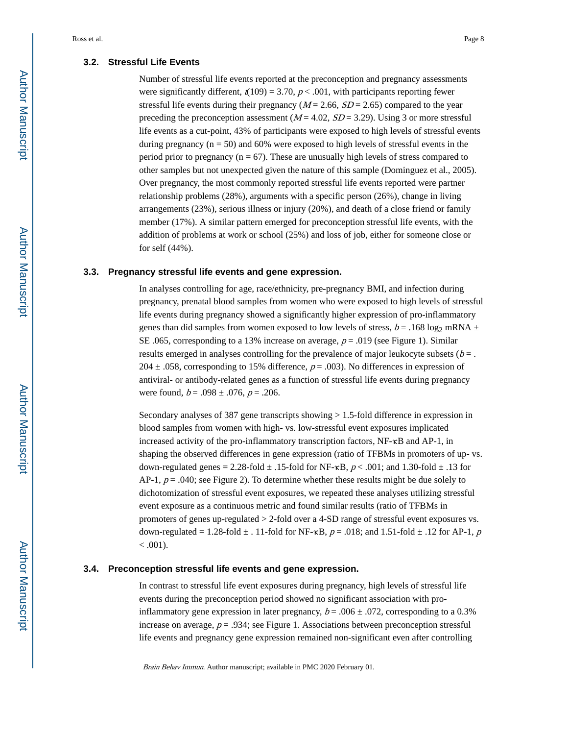### 3.2. Stressful Life Events

Number of stressful life events reported at the preconception and pregnancy assessments were significantly different, $t(109) = 3.70$, $p < .001$, with participants reporting fewer stressful life events during their pregnancy ($M = 2.66$, $SD = 2.65$) compared to the year preceding the preconception assessment ($M = 4.02$, $SD = 3.29$). Using 3 or more stressful life events as a cut-point, 43% of participants were exposed to high levels of stressful events during pregnancy (n = 50) and 60% were exposed to high levels of stressful events in the period prior to pregnancy (n = 67). These are unusually high levels of stress compared to other samples but not unexpected given the nature of this sample (Dominguez et al., 2005). Over pregnancy, the most commonly reported stressful life events reported were partner relationship problems (28%), arguments with a specific person (26%), change in living arrangements (23%), serious illness or injury (20%), and death of a close friend or family member (17%). A similar pattern emerged for preconception stressful life events, with the addition of problems at work or school (25%) and loss of job, either for someone close or for self (44%).

### 3.3. Pregnancy stressful life events and gene expression.

In analyses controlling for age, race/ethnicity, pre-pregnancy BMI, and infection during pregnancy, prenatal blood samples from women who were exposed to high levels of stressful life events during pregnancy showed a significantly higher expression of pro-inflammatory genes than did samples from women exposed to low levels of stress, $b = .168$ $\log_2$ mRNA ± SE .065, corresponding to a 13% increase on average, $p = .019$ (see Figure 1). Similar results emerged in analyses controlling for the prevalence of major leukocyte subsets ($b = .204 \pm .058$, corresponding to 15% difference, $p = .003$). No differences in expression of antiviral- or antibody-related genes as a function of stressful life events during pregnancy were found, $b = .098 \pm .076$, $p = .206$.

Secondary analyses of 387 gene transcripts showing > 1.5-fold difference in expression in blood samples from women with high- vs. low-stressful event exposures implicated increased activity of the pro-inflammatory transcription factors, NF-κB and AP-1, in shaping the observed differences in gene expression (ratio of TFBMs in promoters of up- vs. down-regulated genes = 2.28-fold ± .15-fold for NF-κB, $p < .001$; and 1.30-fold ± .13 for AP-1, $p = .040$; see Figure 2). To determine whether these results might be due solely to dichotomization of stressful event exposures, we repeated these analyses utilizing stressful event exposure as a continuous metric and found similar results (ratio of TFBMs in promoters of genes up-regulated > 2-fold over a 4-SD range of stressful event exposures vs. down-regulated = 1.28-fold ± . 11-fold for NF-κB, $p = .018$; and 1.51-fold ± .12 for AP-1, $p < .001$).

### 3.4. Preconception stressful life events and gene expression.

In contrast to stressful life event exposures during pregnancy, high levels of stressful life events during the preconception period showed no significant association with pro-inflammatory gene expression in later pregnancy, $b = .006 \pm .072$, corresponding to a 0.3% increase on average, $p = .934$; see Figure 1. Associations between preconception stressful life events and pregnancy gene expression remained non-significant even after controlling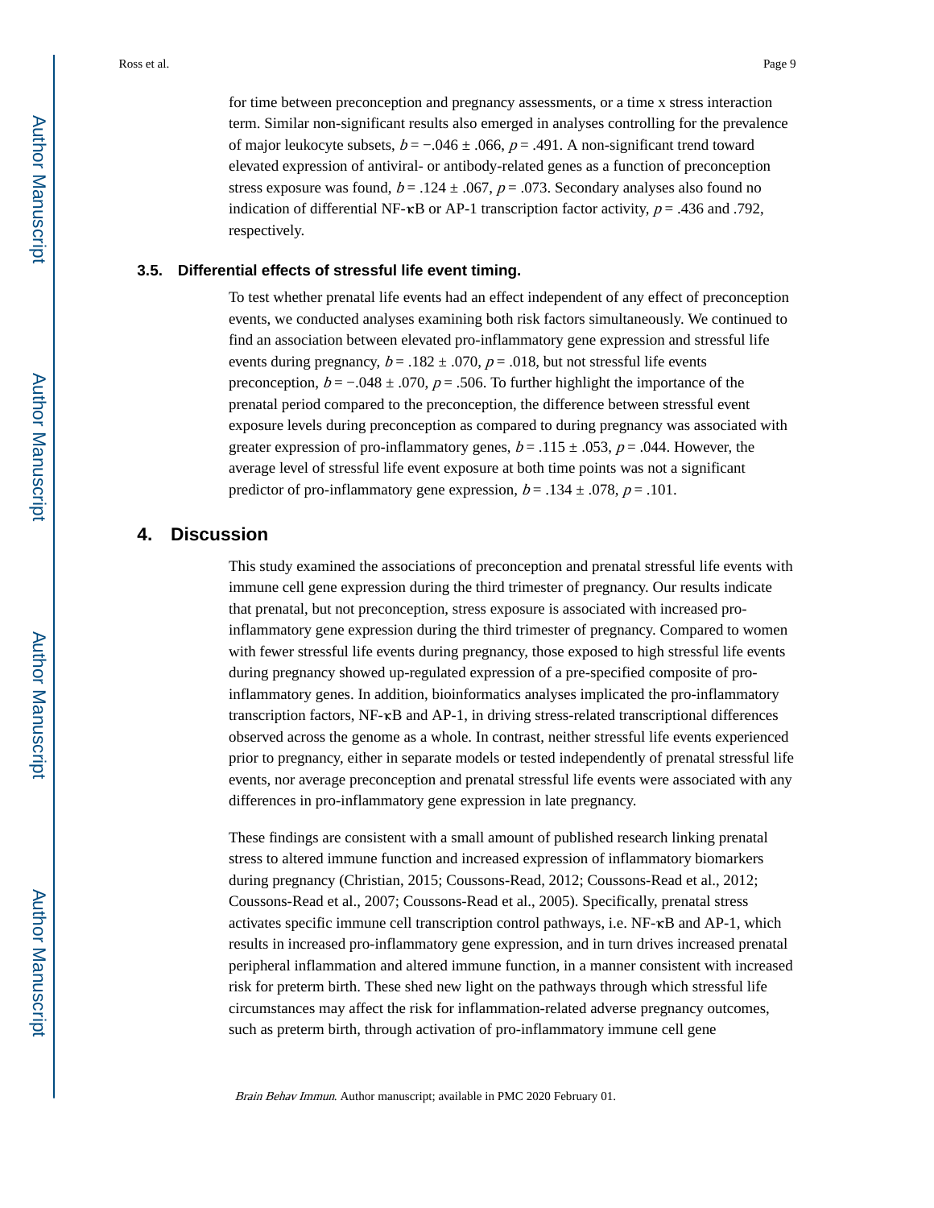for time between preconception and pregnancy assessments, or a time x stress interaction term. Similar non-significant results also emerged in analyses controlling for the prevalence of major leukocyte subsets, $b = -.046 \pm .066$, $p = .491$. A non-significant trend toward elevated expression of antiviral- or antibody-related genes as a function of preconception stress exposure was found, $b = .124 \pm .067$, $p = .073$. Secondary analyses also found no indication of differential NF-κB or AP-1 transcription factor activity, $p = .436$ and $.792$, respectively.

### 3.5. Differential effects of stressful life event timing.

To test whether prenatal life events had an effect independent of any effect of preconception events, we conducted analyses examining both risk factors simultaneously. We continued to find an association between elevated pro-inflammatory gene expression and stressful life events during pregnancy, $b = .182 \pm .070$, $p = .018$, but not stressful life events preconception, $b = -.048 \pm .070$, $p = .506$. To further highlight the importance of the prenatal period compared to the preconception, the difference between stressful event exposure levels during preconception as compared to during pregnancy was associated with greater expression of pro-inflammatory genes, $b = .115 \pm .053$, $p = .044$. However, the average level of stressful life event exposure at both time points was not a significant predictor of pro-inflammatory gene expression, $b = .134 \pm .078$, $p = .101$.

## 4. Discussion

This study examined the associations of preconception and prenatal stressful life events with immune cell gene expression during the third trimester of pregnancy. Our results indicate that prenatal, but not preconception, stress exposure is associated with increased pro-inflammatory gene expression during the third trimester of pregnancy. Compared to women with fewer stressful life events during pregnancy, those exposed to high stressful life events during pregnancy showed up-regulated expression of a pre-specified composite of pro-inflammatory genes. In addition, bioinformatics analyses implicated the pro-inflammatory transcription factors, NF-κB and AP-1, in driving stress-related transcriptional differences observed across the genome as a whole. In contrast, neither stressful life events experienced prior to pregnancy, either in separate models or tested independently of prenatal stressful life events, nor average preconception and prenatal stressful life events were associated with any differences in pro-inflammatory gene expression in late pregnancy.

These findings are consistent with a small amount of published research linking prenatal stress to altered immune function and increased expression of inflammatory biomarkers during pregnancy (Christian, 2015; Coussons-Read, 2012; Coussons-Read et al., 2012; Coussons-Read et al., 2007; Coussons-Read et al., 2005). Specifically, prenatal stress activates specific immune cell transcription control pathways, i.e. NF-κB and AP-1, which results in increased pro-inflammatory gene expression, and in turn drives increased prenatal peripheral inflammation and altered immune function, in a manner consistent with increased risk for preterm birth. These shed new light on the pathways through which stressful life circumstances may affect the risk for inflammation-related adverse pregnancy outcomes, such as preterm birth, through activation of pro-inflammatory immune cell gene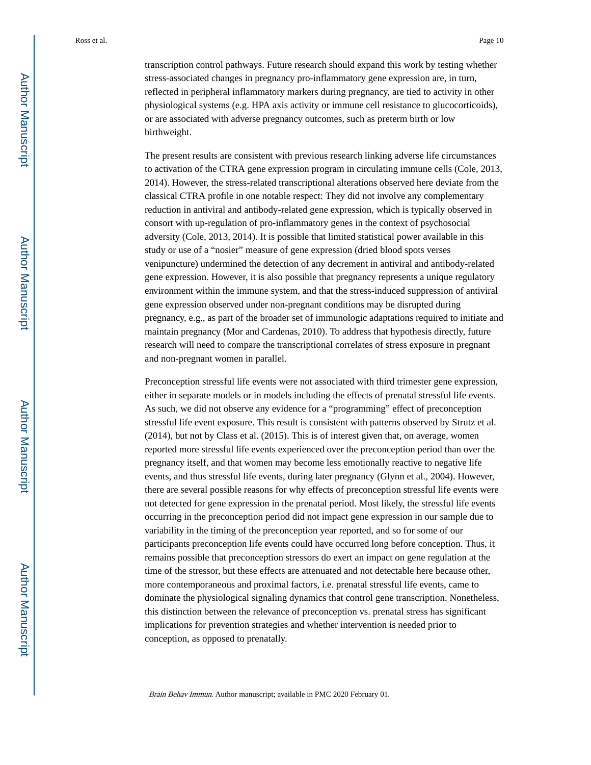transcription control pathways. Future research should expand this work by testing whether stress-associated changes in pregnancy pro-inflammatory gene expression are, in turn, reflected in peripheral inflammatory markers during pregnancy, are tied to activity in other physiological systems (e.g. HPA axis activity or immune cell resistance to glucocorticoids), or are associated with adverse pregnancy outcomes, such as preterm birth or low birthweight.

The present results are consistent with previous research linking adverse life circumstances to activation of the CTRA gene expression program in circulating immune cells (Cole, 2013, 2014). However, the stress-related transcriptional alterations observed here deviate from the classical CTRA profile in one notable respect: They did not involve any complementary reduction in antiviral and antibody-related gene expression, which is typically observed in consort with up-regulation of pro-inflammatory genes in the context of psychosocial adversity (Cole, 2013, 2014). It is possible that limited statistical power available in this study or use of a "nosier" measure of gene expression (dried blood spots verses venipuncture) undermined the detection of any decrement in antiviral and antibody-related gene expression. However, it is also possible that pregnancy represents a unique regulatory environment within the immune system, and that the stress-induced suppression of antiviral gene expression observed under non-pregnant conditions may be disrupted during pregnancy, e.g., as part of the broader set of immunologic adaptations required to initiate and maintain pregnancy (Mor and Cardenas, 2010). To address that hypothesis directly, future research will need to compare the transcriptional correlates of stress exposure in pregnant and non-pregnant women in parallel.

Preconception stressful life events were not associated with third trimester gene expression, either in separate models or in models including the effects of prenatal stressful life events. As such, we did not observe any evidence for a "programming" effect of preconception stressful life event exposure. This result is consistent with patterns observed by Strutz et al. (2014), but not by Class et al. (2015). This is of interest given that, on average, women reported more stressful life events experienced over the preconception period than over the pregnancy itself, and that women may become less emotionally reactive to negative life events, and thus stressful life events, during later pregnancy (Glynn et al., 2004). However, there are several possible reasons for why effects of preconception stressful life events were not detected for gene expression in the prenatal period. Most likely, the stressful life events occurring in the preconception period did not impact gene expression in our sample due to variability in the timing of the preconception year reported, and so for some of our participants preconception life events could have occurred long before conception. Thus, it remains possible that preconception stressors do exert an impact on gene regulation at the time of the stressor, but these effects are attenuated and not detectable here because other, more contemporaneous and proximal factors, i.e. prenatal stressful life events, came to dominate the physiological signaling dynamics that control gene transcription. Nonetheless, this distinction between the relevance of preconception vs. prenatal stress has significant implications for prevention strategies and whether intervention is needed prior to conception, as opposed to prenatally.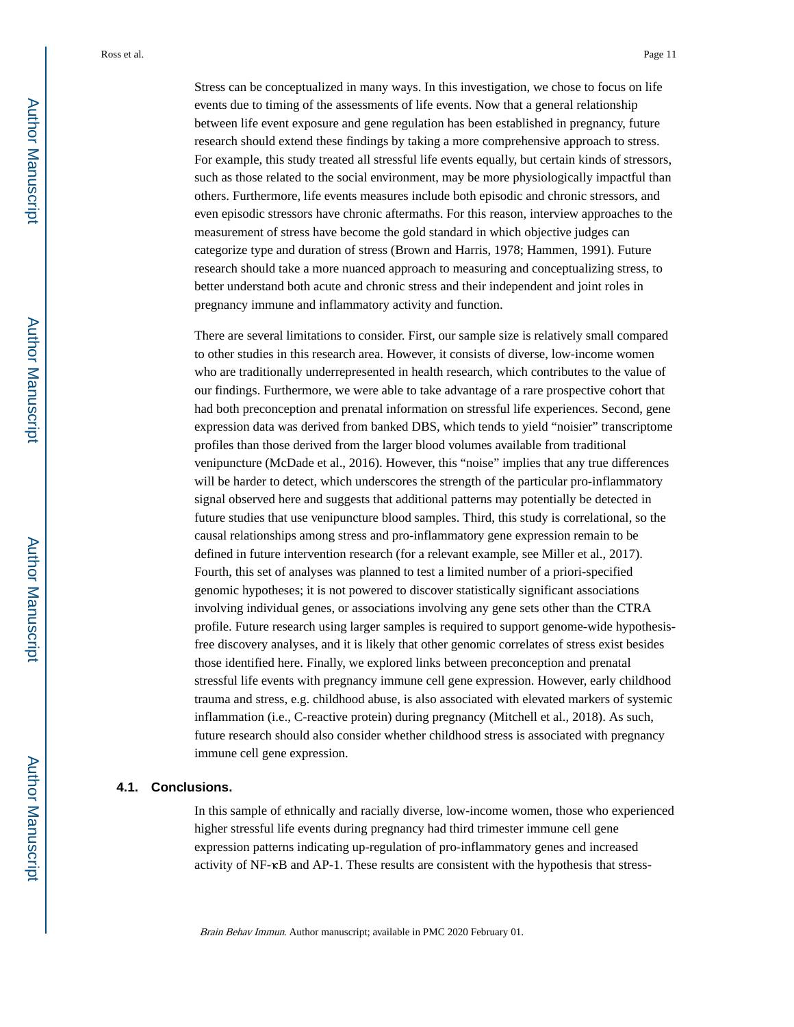Stress can be conceptualized in many ways. In this investigation, we chose to focus on life events due to timing of the assessments of life events. Now that a general relationship between life event exposure and gene regulation has been established in pregnancy, future research should extend these findings by taking a more comprehensive approach to stress. For example, this study treated all stressful life events equally, but certain kinds of stressors, such as those related to the social environment, may be more physiologically impactful than others. Furthermore, life events measures include both episodic and chronic stressors, and even episodic stressors have chronic aftermaths. For this reason, interview approaches to the measurement of stress have become the gold standard in which objective judges can categorize type and duration of stress (Brown and Harris, 1978; Hammen, 1991). Future research should take a more nuanced approach to measuring and conceptualizing stress, to better understand both acute and chronic stress and their independent and joint roles in pregnancy immune and inflammatory activity and function.

There are several limitations to consider. First, our sample size is relatively small compared to other studies in this research area. However, it consists of diverse, low-income women who are traditionally underrepresented in health research, which contributes to the value of our findings. Furthermore, we were able to take advantage of a rare prospective cohort that had both preconception and prenatal information on stressful life experiences. Second, gene expression data was derived from banked DBS, which tends to yield "noisier" transcriptome profiles than those derived from the larger blood volumes available from traditional venipuncture (McDade et al., 2016). However, this "noise" implies that any true differences will be harder to detect, which underscores the strength of the particular pro-inflammatory signal observed here and suggests that additional patterns may potentially be detected in future studies that use venipuncture blood samples. Third, this study is correlational, so the causal relationships among stress and pro-inflammatory gene expression remain to be defined in future intervention research (for a relevant example, see Miller et al., 2017). Fourth, this set of analyses was planned to test a limited number of a priori-specified genomic hypotheses; it is not powered to discover statistically significant associations involving individual genes, or associations involving any gene sets other than the CTRA profile. Future research using larger samples is required to support genome-wide hypothesis-free discovery analyses, and it is likely that other genomic correlates of stress exist besides those identified here. Finally, we explored links between preconception and prenatal stressful life events with pregnancy immune cell gene expression. However, early childhood trauma and stress, e.g. childhood abuse, is also associated with elevated markers of systemic inflammation (i.e., C-reactive protein) during pregnancy (Mitchell et al., 2018). As such, future research should also consider whether childhood stress is associated with pregnancy immune cell gene expression.

### 4.1. Conclusions.

In this sample of ethnically and racially diverse, low-income women, those who experienced higher stressful life events during pregnancy had third trimester immune cell gene expression patterns indicating up-regulation of pro-inflammatory genes and increased activity of NF-κB and AP-1. These results are consistent with the hypothesis that stress-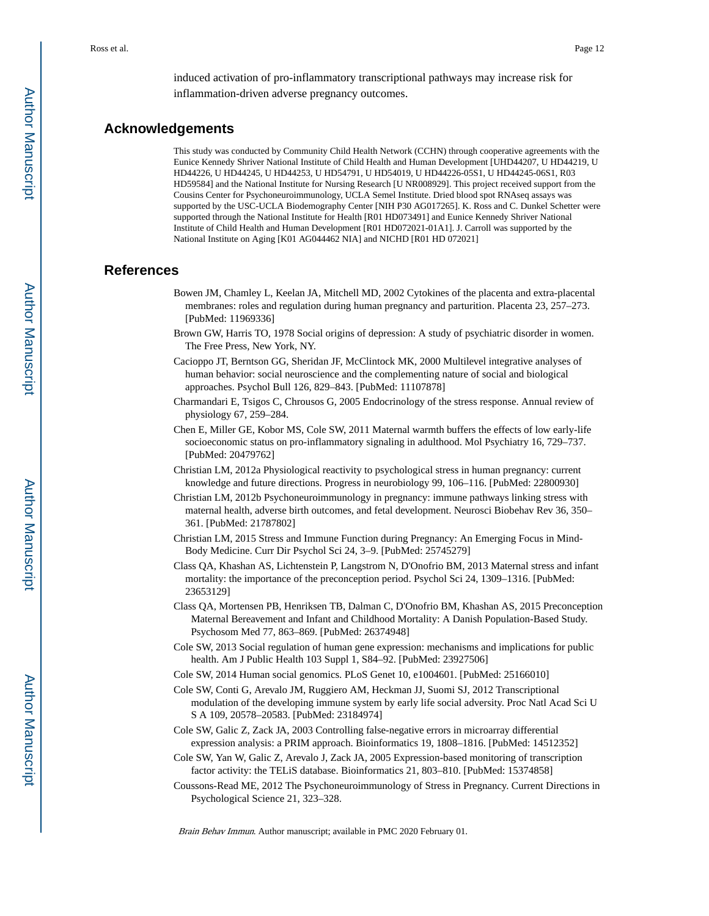induced activation of pro-inflammatory transcriptional pathways may increase risk for inflammation-driven adverse pregnancy outcomes.

## Acknowledgements

This study was conducted by Community Child Health Network (CCHN) through cooperative agreements with the Eunice Kennedy Shriver National Institute of Child Health and Human Development [UHD44207, U HD44219, U HD44226, U HD44245, U HD44253, U HD54791, U HD54019, U HD44226-05S1, U HD44245-06S1, R03 HD59584] and the National Institute for Nursing Research [U NR008929]. This project received support from the Cousins Center for Psychoneuroimmunology, UCLA Semel Institute. Dried blood spot RNAseq assays was supported by the USC-UCLA Biodemography Center [NIH P30 AG017265]. K. Ross and C. Dunkel Schetter were supported through the National Institute for Health [R01 HD073491] and Eunice Kennedy Shriver National Institute of Child Health and Human Development [R01 HD072021-01A1]. J. Carroll was supported by the National Institute on Aging [K01 AG044462 NIA] and NICHD [R01 HD 072021]

## References

Bowen JM, Chamley L, Keelan JA, Mitchell MD, 2002 Cytokines of the placenta and extra-placental membranes: roles and regulation during human pregnancy and parturition. Placenta 23, 257–273. [PubMed: 11969336]

Brown GW, Harris TO, 1978 Social origins of depression: A study of psychiatric disorder in women. The Free Press, New York, NY.

Cacioppo JT, Berntson GG, Sheridan JF, McClintock MK, 2000 Multilevel integrative analyses of human behavior: social neuroscience and the complementing nature of social and biological approaches. Psychol Bull 126, 829–843. [PubMed: 11107878]

Charmandari E, Tsigos C, Chrousos G, 2005 Endocrinology of the stress response. Annual review of physiology 67, 259–284.

Chen E, Miller GE, Kobor MS, Cole SW, 2011 Maternal warmth buffers the effects of low early-life socioeconomic status on pro-inflammatory signaling in adulthood. Mol Psychiatry 16, 729–737. [PubMed: 20479762]

Christian LM, 2012a Physiological reactivity to psychological stress in human pregnancy: current knowledge and future directions. Progress in neurobiology 99, 106–116. [PubMed: 22800930]

Christian LM, 2012b Psychoneuroimmunology in pregnancy: immune pathways linking stress with maternal health, adverse birth outcomes, and fetal development. Neurosci Biobehav Rev 36, 350–361. [PubMed: 21787802]

Christian LM, 2015 Stress and Immune Function during Pregnancy: An Emerging Focus in Mind-Body Medicine. Curr Dir Psychol Sci 24, 3–9. [PubMed: 25745279]

Class QA, Khashan AS, Lichtenstein P, Langstrom N, D'Onofrio BM, 2013 Maternal stress and infant mortality: the importance of the preconception period. Psychol Sci 24, 1309–1316. [PubMed: 23653129]

Class QA, Mortensen PB, Henriksen TB, Dalman C, D'Onofrio BM, Khashan AS, 2015 Preconception Maternal Bereavement and Infant and Childhood Mortality: A Danish Population-Based Study. Psychosom Med 77, 863–869. [PubMed: 26374948]

Cole SW, 2013 Social regulation of human gene expression: mechanisms and implications for public health. Am J Public Health 103 Suppl 1, S84–92. [PubMed: 23927506]

Cole SW, 2014 Human social genomics. PLoS Genet 10, e1004601. [PubMed: 25166010]

Cole SW, Conti G, Arevalo JM, Ruggiero AM, Heckman JJ, Suomi SJ, 2012 Transcriptional modulation of the developing immune system by early life social adversity. Proc Natl Acad Sci U S A 109, 20578–20583. [PubMed: 23184974]

Cole SW, Galic Z, Zack JA, 2003 Controlling false-negative errors in microarray differential expression analysis: a PRIM approach. Bioinformatics 19, 1808–1816. [PubMed: 14512352]

Cole SW, Yan W, Galic Z, Arevalo J, Zack JA, 2005 Expression-based monitoring of transcription factor activity: the TELiS database. Bioinformatics 21, 803–810. [PubMed: 15374858]

Coussons-Read ME, 2012 The Psychoneuroimmunology of Stress in Pregnancy. Current Directions in Psychological Science 21, 323–328.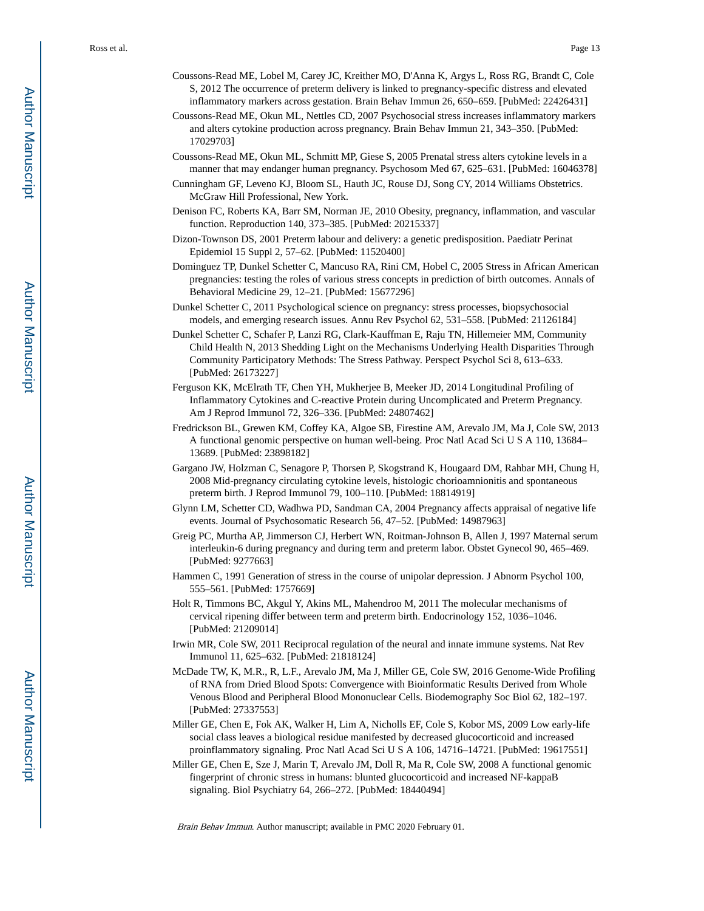Coussons-Read ME, Lobel M, Carey JC, Kreither MO, D'Anna K, Argys L, Ross RG, Brandt C, Cole S, 2012 The occurrence of preterm delivery is linked to pregnancy-specific distress and elevated inflammatory markers across gestation. Brain Behav Immun 26, 650–659. [PubMed: 22426431]

Coussons-Read ME, Okun ML, Nettles CD, 2007 Psychosocial stress increases inflammatory markers and alters cytokine production across pregnancy. Brain Behav Immun 21, 343–350. [PubMed: 17029703]

Coussons-Read ME, Okun ML, Schmitt MP, Giese S, 2005 Prenatal stress alters cytokine levels in a manner that may endanger human pregnancy. Psychosom Med 67, 625–631. [PubMed: 16046378]

Cunningham GF, Leveno KJ, Bloom SL, Hauth JC, Rouse DJ, Song CY, 2014 Williams Obstetrics. McGraw Hill Professional, New York.

Denison FC, Roberts KA, Barr SM, Norman JE, 2010 Obesity, pregnancy, inflammation, and vascular function. Reproduction 140, 373–385. [PubMed: 20215337]

Dizon-Townson DS, 2001 Preterm labour and delivery: a genetic predisposition. Paediatr Perinat Epidemiol 15 Suppl 2, 57–62. [PubMed: 11520400]

Dominguez TP, Dunkel Schetter C, Mancuso RA, Rini CM, Hobel C, 2005 Stress in African American pregnancies: testing the roles of various stress concepts in prediction of birth outcomes. Annals of Behavioral Medicine 29, 12–21. [PubMed: 15677296]

Dunkel Schetter C, 2011 Psychological science on pregnancy: stress processes, biopsychosocial models, and emerging research issues. Annu Rev Psychol 62, 531–558. [PubMed: 21126184]

Dunkel Schetter C, Schafer P, Lanzi RG, Clark-Kauffman E, Raju TN, Hillemeier MM, Community Child Health N, 2013 Shedding Light on the Mechanisms Underlying Health Disparities Through Community Participatory Methods: The Stress Pathway. Perspect Psychol Sci 8, 613–633. [PubMed: 26173227]

Ferguson KK, McElrath TF, Chen YH, Mukherjee B, Meeker JD, 2014 Longitudinal Profiling of Inflammatory Cytokines and C-reactive Protein during Uncomplicated and Preterm Pregnancy. Am J Reprod Immunol 72, 326–336. [PubMed: 24807462]

Fredrickson BL, Grewen KM, Coffey KA, Algoe SB, Firestine AM, Arevalo JM, Ma J, Cole SW, 2013 A functional genomic perspective on human well-being. Proc Natl Acad Sci U S A 110, 13684–13689. [PubMed: 23898182]

Gargano JW, Holzman C, Senagore P, Thorsen P, Skogstrand K, Hougaard DM, Rahbar MH, Chung H, 2008 Mid-pregnancy circulating cytokine levels, histologic chorioamnionitis and spontaneous preterm birth. J Reprod Immunol 79, 100–110. [PubMed: 18814919]

Glynn LM, Schetter CD, Wadhwa PD, Sandman CA, 2004 Pregnancy affects appraisal of negative life events. Journal of Psychosomatic Research 56, 47–52. [PubMed: 14987963]

Greig PC, Murtha AP, Jimmerson CJ, Herbert WN, Roitman-Johnson B, Allen J, 1997 Maternal serum interleukin-6 during pregnancy and during term and preterm labor. Obstet Gynecol 90, 465–469. [PubMed: 9277663]

Hammen C, 1991 Generation of stress in the course of unipolar depression. J Abnorm Psychol 100, 555–561. [PubMed: 1757669]

Holt R, Timmons BC, Akgul Y, Akins ML, Mahendroo M, 2011 The molecular mechanisms of cervical ripening differ between term and preterm birth. Endocrinology 152, 1036–1046. [PubMed: 21209014]

Irwin MR, Cole SW, 2011 Reciprocal regulation of the neural and innate immune systems. Nat Rev Immunol 11, 625–632. [PubMed: 21818124]

McDade TW, K, M.R., R, L.F., Arevalo JM, Ma J, Miller GE, Cole SW, 2016 Genome-Wide Profiling of RNA from Dried Blood Spots: Convergence with Bioinformatic Results Derived from Whole Venous Blood and Peripheral Blood Mononuclear Cells. Biodemography Soc Biol 62, 182–197. [PubMed: 27337553]

Miller GE, Chen E, Fok AK, Walker H, Lim A, Nicholls EF, Cole S, Kobor MS, 2009 Low early-life social class leaves a biological residue manifested by decreased glucocorticoid and increased proinflammatory signaling. Proc Natl Acad Sci U S A 106, 14716–14721. [PubMed: 19617551]

Miller GE, Chen E, Sze J, Marin T, Arevalo JM, Doll R, Ma R, Cole SW, 2008 A functional genomic fingerprint of chronic stress in humans: blunted glucocorticoid and increased NF-kappaB signaling. Biol Psychiatry 64, 266–272. [PubMed: 18440494]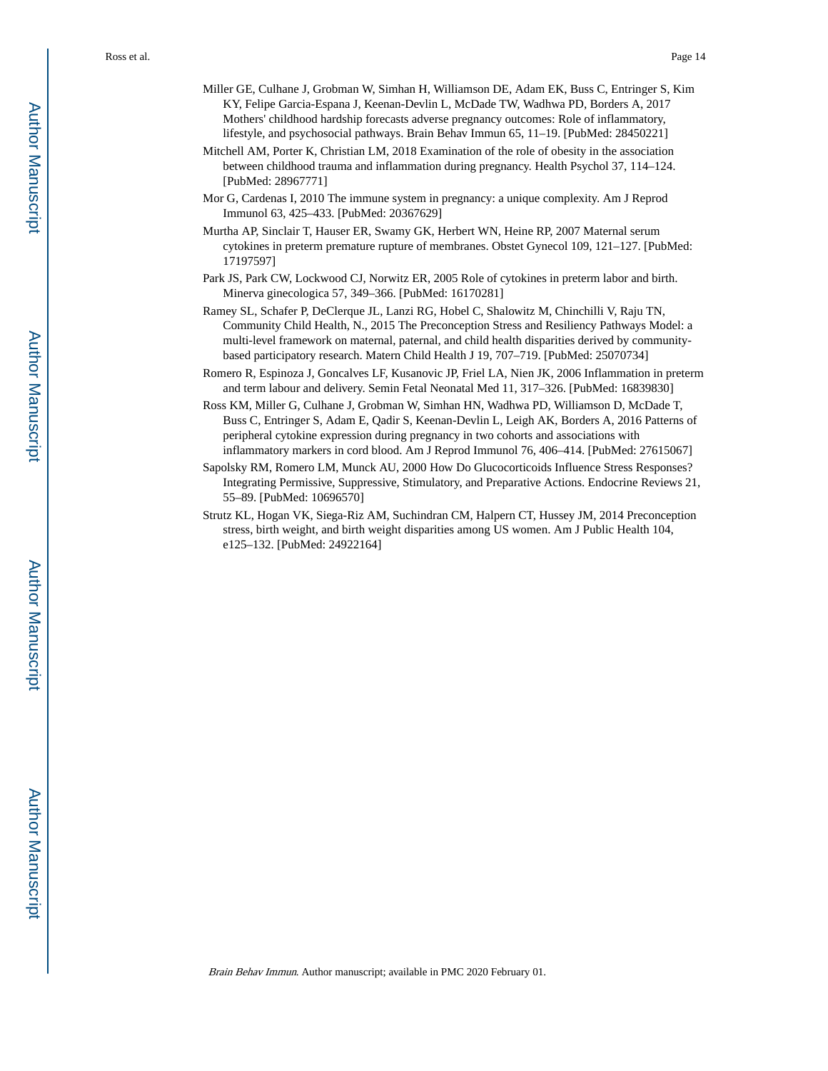Miller GE, Culhane J, Grobman W, Simhan H, Williamson DE, Adam EK, Buss C, Entringer S, Kim KY, Felipe Garcia-Espana J, Keenan-Devlin L, McDade TW, Wadhwa PD, Borders A, 2017 Mothers' childhood hardship forecasts adverse pregnancy outcomes: Role of inflammatory, lifestyle, and psychosocial pathways. Brain Behav Immun 65, 11–19. [PubMed: 28450221]

Mitchell AM, Porter K, Christian LM, 2018 Examination of the role of obesity in the association between childhood trauma and inflammation during pregnancy. Health Psychol 37, 114–124. [PubMed: 28967771]

Mor G, Cardenas I, 2010 The immune system in pregnancy: a unique complexity. Am J Reprod Immunol 63, 425–433. [PubMed: 20367629]

Murtha AP, Sinclair T, Hauser ER, Swamy GK, Herbert WN, Heine RP, 2007 Maternal serum cytokines in preterm premature rupture of membranes. Obstet Gynecol 109, 121–127. [PubMed: 17197597]

Park JS, Park CW, Lockwood CJ, Norwitz ER, 2005 Role of cytokines in preterm labor and birth. Minerva ginecologica 57, 349–366. [PubMed: 16170281]

Ramey SL, Schafer P, DeClerque JL, Lanzi RG, Hobel C, Shalowitz M, Chinchilli V, Raju TN, Community Child Health, N., 2015 The Preconception Stress and Resiliency Pathways Model: a multi-level framework on maternal, paternal, and child health disparities derived by community-based participatory research. Matern Child Health J 19, 707–719. [PubMed: 25070734]

Romero R, Espinoza J, Goncalves LF, Kusanovic JP, Friel LA, Nien JK, 2006 Inflammation in preterm and term labour and delivery. Semin Fetal Neonatal Med 11, 317–326. [PubMed: 16839830]

Ross KM, Miller G, Culhane J, Grobman W, Simhan HN, Wadhwa PD, Williamson D, McDade T, Buss C, Entringer S, Adam E, Qadir S, Keenan-Devlin L, Leigh AK, Borders A, 2016 Patterns of peripheral cytokine expression during pregnancy in two cohorts and associations with inflammatory markers in cord blood. Am J Reprod Immunol 76, 406–414. [PubMed: 27615067]

Sapolsky RM, Romero LM, Munck AU, 2000 How Do Glucocorticoids Influence Stress Responses? Integrating Permissive, Suppressive, Stimulatory, and Preparative Actions. Endocrine Reviews 21, 55–89. [PubMed: 10696570]

Strutz KL, Hogan VK, Siega-Riz AM, Suchindran CM, Halpern CT, Hussey JM, 2014 Preconception stress, birth weight, and birth weight disparities among US women. Am J Public Health 104, e125–132. [PubMed: 24922164]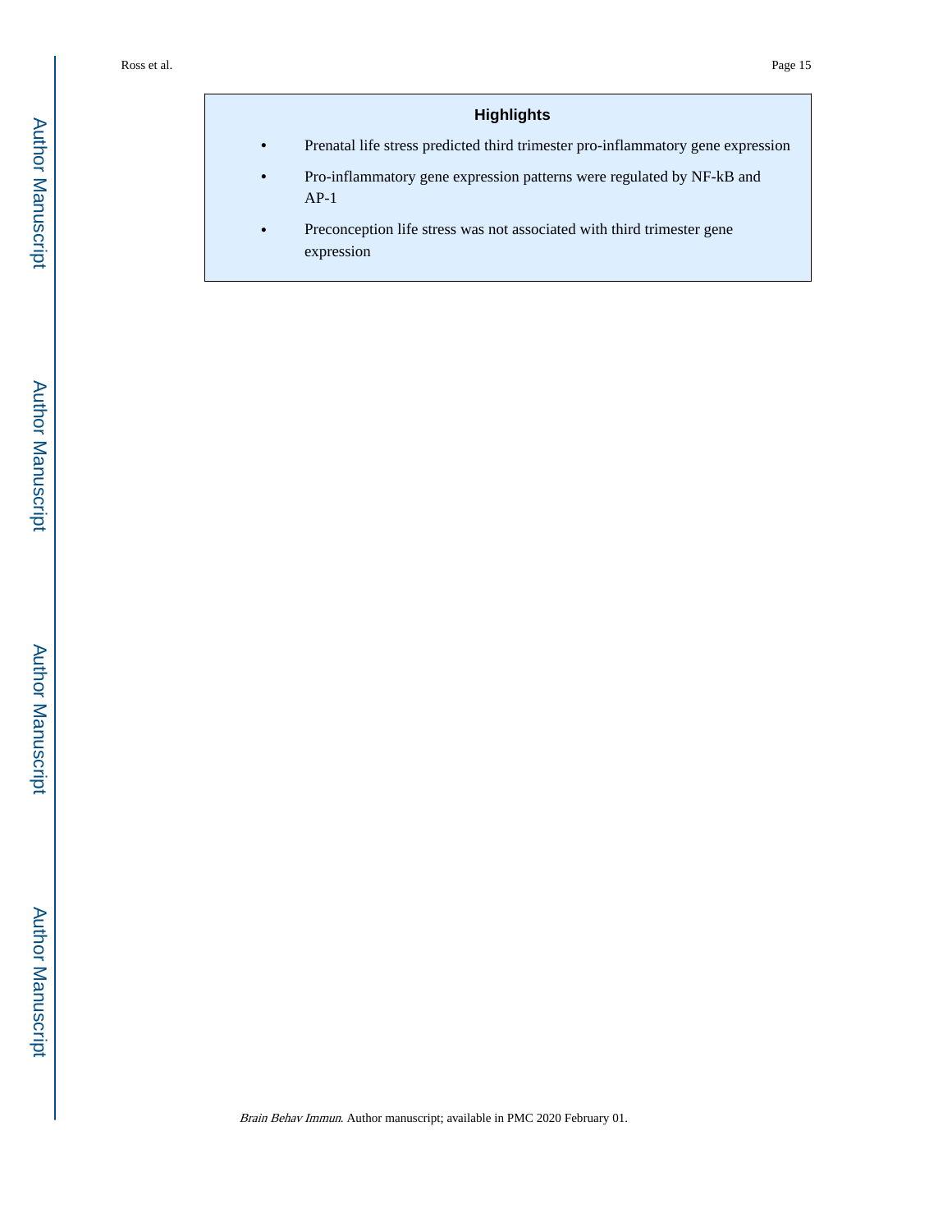## Highlights

- Prenatal life stress predicted third trimester pro-inflammatory gene expression
- Pro-inflammatory gene expression patterns were regulated by NF-kB and AP-1
- Preconception life stress was not associated with third trimester gene expression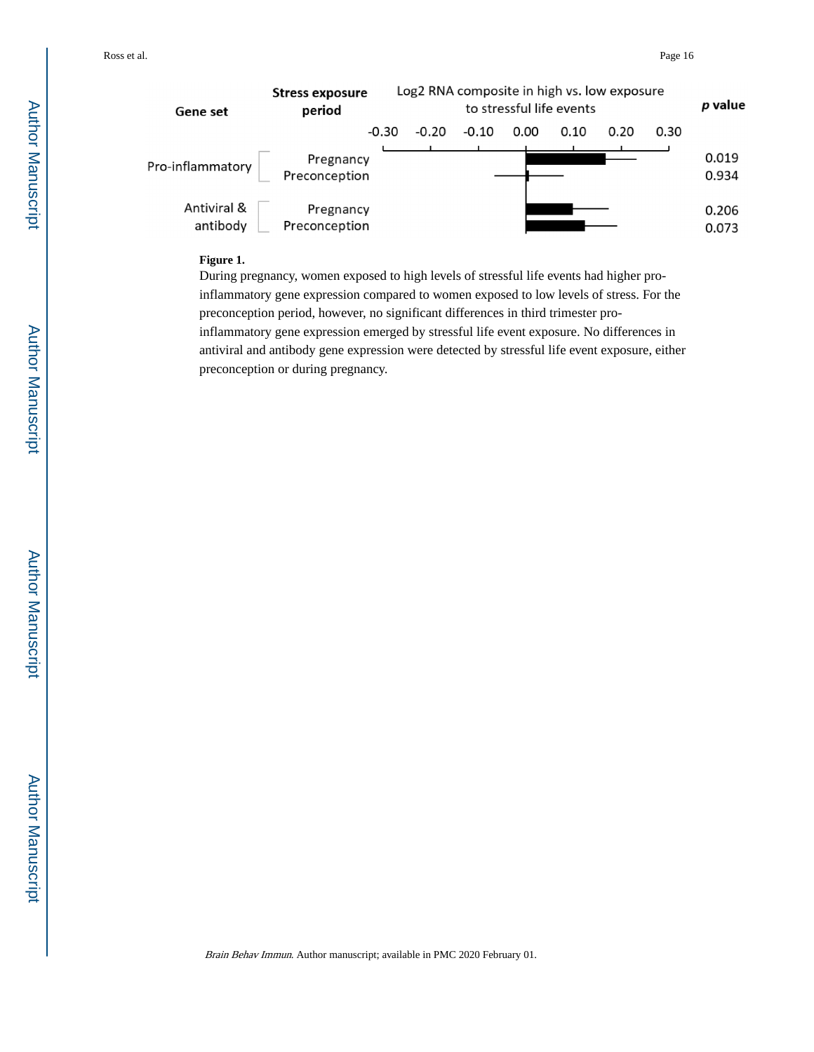| Gene set | Stress exposure period | Log2 RNA composite in high vs. low exposure to stressful life events | p value |
| --- | --- | --- | --- |
| Pro-inflammatory | Pregnancy | | 0.019 |
| | Preconception | | 0.934 |
| Antiviral & antibody | Pregnancy | | 0.206 |
| | Preconception | | 0.073 |

**Figure 1.**

During pregnancy, women exposed to high levels of stressful life events had higher pro-inflammatory gene expression compared to women exposed to low levels of stress. For the preconception period, however, no significant differences in third trimester pro-inflammatory gene expression emerged by stressful life event exposure. No differences in antiviral and antibody gene expression were detected by stressful life event exposure, either preconception or during pregnancy.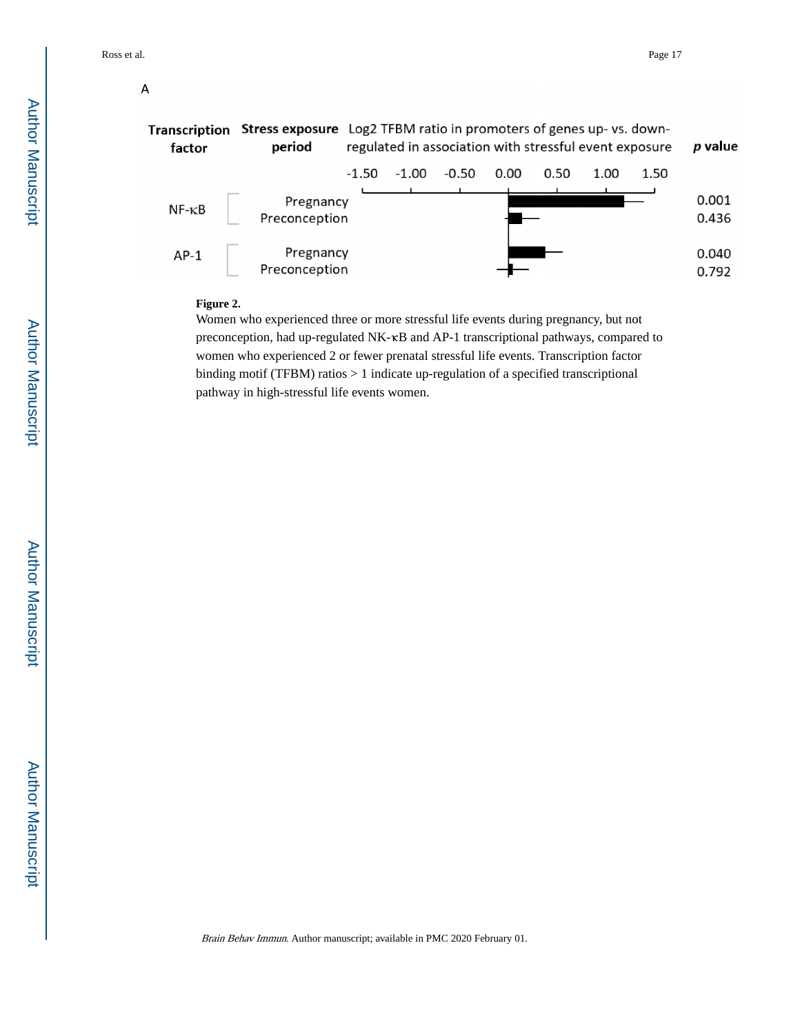A

| Transcription factor | Stress exposure period | p value |
| --- | --- | --- |
| NF-κB | Pregnancy | 0.001 |
| | Preconception | 0.436 |
| AP-1 | Pregnancy | 0.040 |
| | Preconception | 0.792 |

Log2 TFBM ratio in promoters of genes up- vs. down-regulated in association with stressful event exposure

**Figure 2.**

Women who experienced three or more stressful life events during pregnancy, but not preconception, had up-regulated NK-κB and AP-1 transcriptional pathways, compared to women who experienced 2 or fewer prenatal stressful life events. Transcription factor binding motif (TFBM) ratios > 1 indicate up-regulation of a specified transcriptional pathway in high-stressful life events women.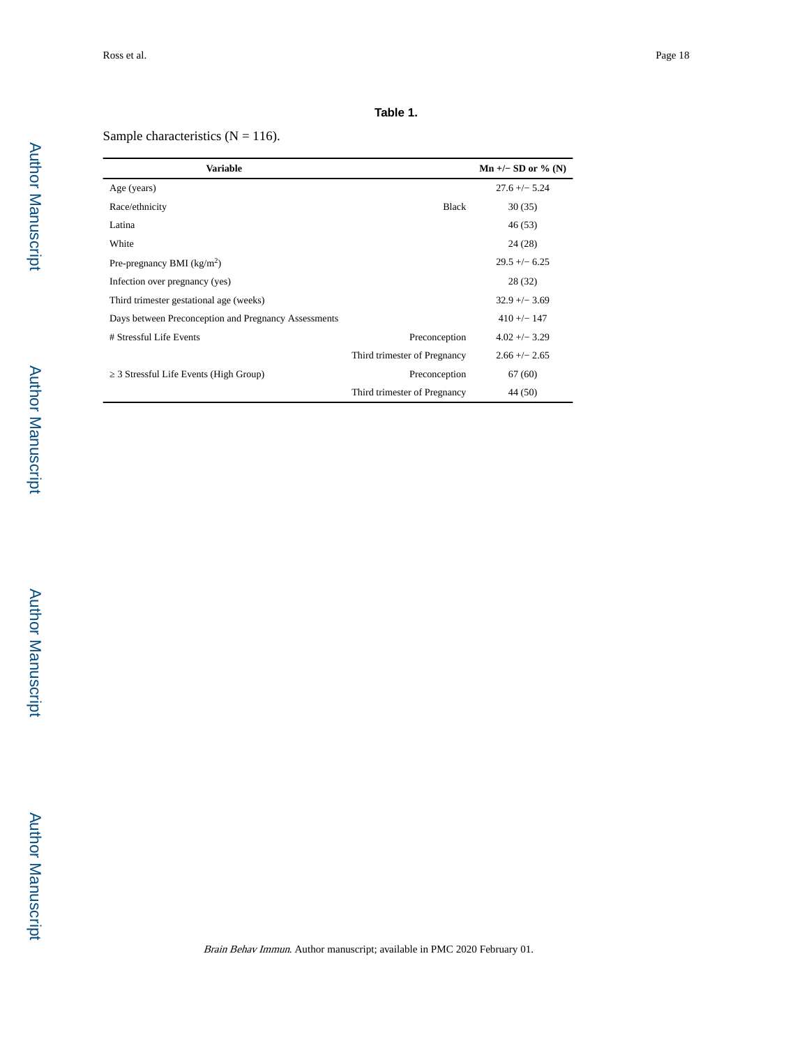**Table 1.**

Sample characteristics (N = 116).

| Variable | | Mn +/− SD or % (N) |
|---|---|---|
| Age (years) | | 27.6 +/− 5.24 |
| Race/ethnicity | Black | 30 (35) |
| Latina | | 46 (53) |
| White | | 24 (28) |
| Pre-pregnancy BMI ($kg/m^2$) | | 29.5 +/− 6.25 |
| Infection over pregnancy (yes) | | 28 (32) |
| Third trimester gestational age (weeks) | | 32.9 +/− 3.69 |
| Days between Preconception and Pregnancy Assessments | | 410 +/− 147 |
| # Stressful Life Events | Preconception | 4.02 +/− 3.29 |
| | Third trimester of Pregnancy | 2.66 +/− 2.65 |
| ≥ 3 Stressful Life Events (High Group) | Preconception | 67 (60) |
| | Third trimester of Pregnancy | 44 (50) |